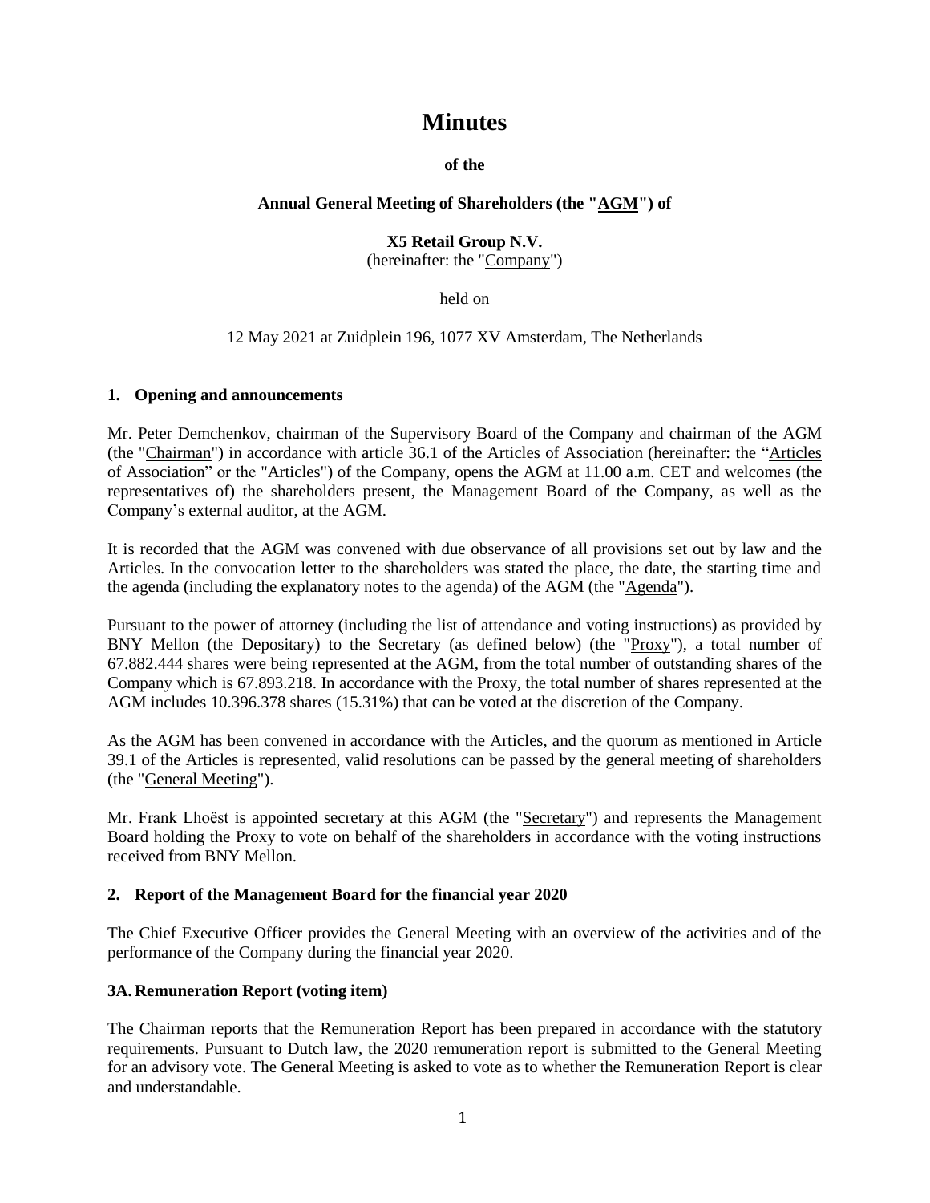# Minutes

**of the**

**Annual General Meeting of Shareholders (the "AGM") of**

**X5 Retail Group N.V.**
(hereinafter: the "Company")

held on

12 May 2021 at Zuidplein 196, 1077 XV Amsterdam, The Netherlands

## 1. Opening and announcements

Mr. Peter Demchenkov, chairman of the Supervisory Board of the Company and chairman of the AGM (the "Chairman") in accordance with article 36.1 of the Articles of Association (hereinafter: the "Articles of Association" or the "Articles") of the Company, opens the AGM at 11.00 a.m. CET and welcomes (the representatives of) the shareholders present, the Management Board of the Company, as well as the Company's external auditor, at the AGM.

It is recorded that the AGM was convened with due observance of all provisions set out by law and the Articles. In the convocation letter to the shareholders was stated the place, the date, the starting time and the agenda (including the explanatory notes to the agenda) of the AGM (the "Agenda").

Pursuant to the power of attorney (including the list of attendance and voting instructions) as provided by BNY Mellon (the Depositary) to the Secretary (as defined below) (the "Proxy"), a total number of 67.882.444 shares were being represented at the AGM, from the total number of outstanding shares of the Company which is 67.893.218. In accordance with the Proxy, the total number of shares represented at the AGM includes 10.396.378 shares (15.31%) that can be voted at the discretion of the Company.

As the AGM has been convened in accordance with the Articles, and the quorum as mentioned in Article 39.1 of the Articles is represented, valid resolutions can be passed by the general meeting of shareholders (the "General Meeting").

Mr. Frank Lhoëst is appointed secretary at this AGM (the "Secretary") and represents the Management Board holding the Proxy to vote on behalf of the shareholders in accordance with the voting instructions received from BNY Mellon.

## 2. Report of the Management Board for the financial year 2020

The Chief Executive Officer provides the General Meeting with an overview of the activities and of the performance of the Company during the financial year 2020.

## 3A. Remuneration Report (voting item)

The Chairman reports that the Remuneration Report has been prepared in accordance with the statutory requirements. Pursuant to Dutch law, the 2020 remuneration report is submitted to the General Meeting for an advisory vote. The General Meeting is asked to vote as to whether the Remuneration Report is clear and understandable.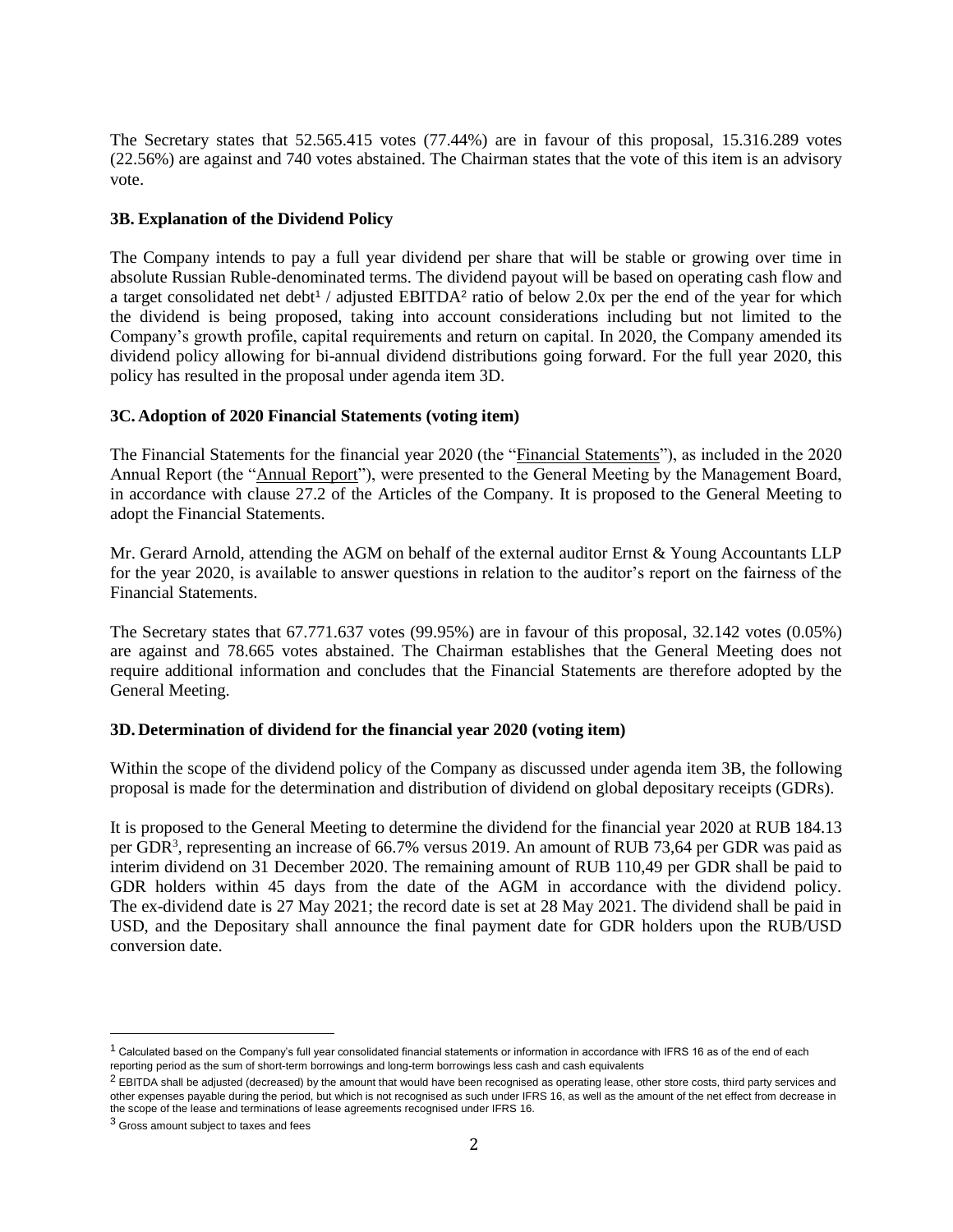The Secretary states that 52.565.415 votes (77.44%) are in favour of this proposal, 15.316.289 votes (22.56%) are against and 740 votes abstained. The Chairman states that the vote of this item is an advisory vote.

### 3B. Explanation of the Dividend Policy

The Company intends to pay a full year dividend per share that will be stable or growing over time in absolute Russian Ruble-denominated terms. The dividend payout will be based on operating cash flow and a target consolidated net debt[1] / adjusted EBITDA[2] ratio of below 2.0x per the end of the year for which the dividend is being proposed, taking into account considerations including but not limited to the Company's growth profile, capital requirements and return on capital. In 2020, the Company amended its dividend policy allowing for bi-annual dividend distributions going forward. For the full year 2020, this policy has resulted in the proposal under agenda item 3D.

### 3C. Adoption of 2020 Financial Statements (voting item)

The Financial Statements for the financial year 2020 (the "Financial Statements"), as included in the 2020 Annual Report (the "Annual Report"), were presented to the General Meeting by the Management Board, in accordance with clause 27.2 of the Articles of the Company. It is proposed to the General Meeting to adopt the Financial Statements.

Mr. Gerard Arnold, attending the AGM on behalf of the external auditor Ernst & Young Accountants LLP for the year 2020, is available to answer questions in relation to the auditor's report on the fairness of the Financial Statements.

The Secretary states that 67.771.637 votes (99.95%) are in favour of this proposal, 32.142 votes (0.05%) are against and 78.665 votes abstained. The Chairman establishes that the General Meeting does not require additional information and concludes that the Financial Statements are therefore adopted by the General Meeting.

### 3D. Determination of dividend for the financial year 2020 (voting item)

Within the scope of the dividend policy of the Company as discussed under agenda item 3B, the following proposal is made for the determination and distribution of dividend on global depositary receipts (GDRs).

It is proposed to the General Meeting to determine the dividend for the financial year 2020 at RUB 184.13 per GDR[3], representing an increase of 66.7% versus 2019. An amount of RUB 73,64 per GDR was paid as interim dividend on 31 December 2020. The remaining amount of RUB 110,49 per GDR shall be paid to GDR holders within 45 days from the date of the AGM in accordance with the dividend policy. The ex-dividend date is 27 May 2021; the record date is set at 28 May 2021. The dividend shall be paid in USD, and the Depositary shall announce the final payment date for GDR holders upon the RUB/USD conversion date.

---

[1] Calculated based on the Company's full year consolidated financial statements or information in accordance with IFRS 16 as of the end of each reporting period as the sum of short-term borrowings and long-term borrowings less cash and cash equivalents

[2] EBITDA shall be adjusted (decreased) by the amount that would have been recognised as operating lease, other store costs, third party services and other expenses payable during the period, but which is not recognised as such under IFRS 16, as well as the amount of the net effect from decrease in the scope of the lease and terminations of lease agreements recognised under IFRS 16.

[3] Gross amount subject to taxes and fees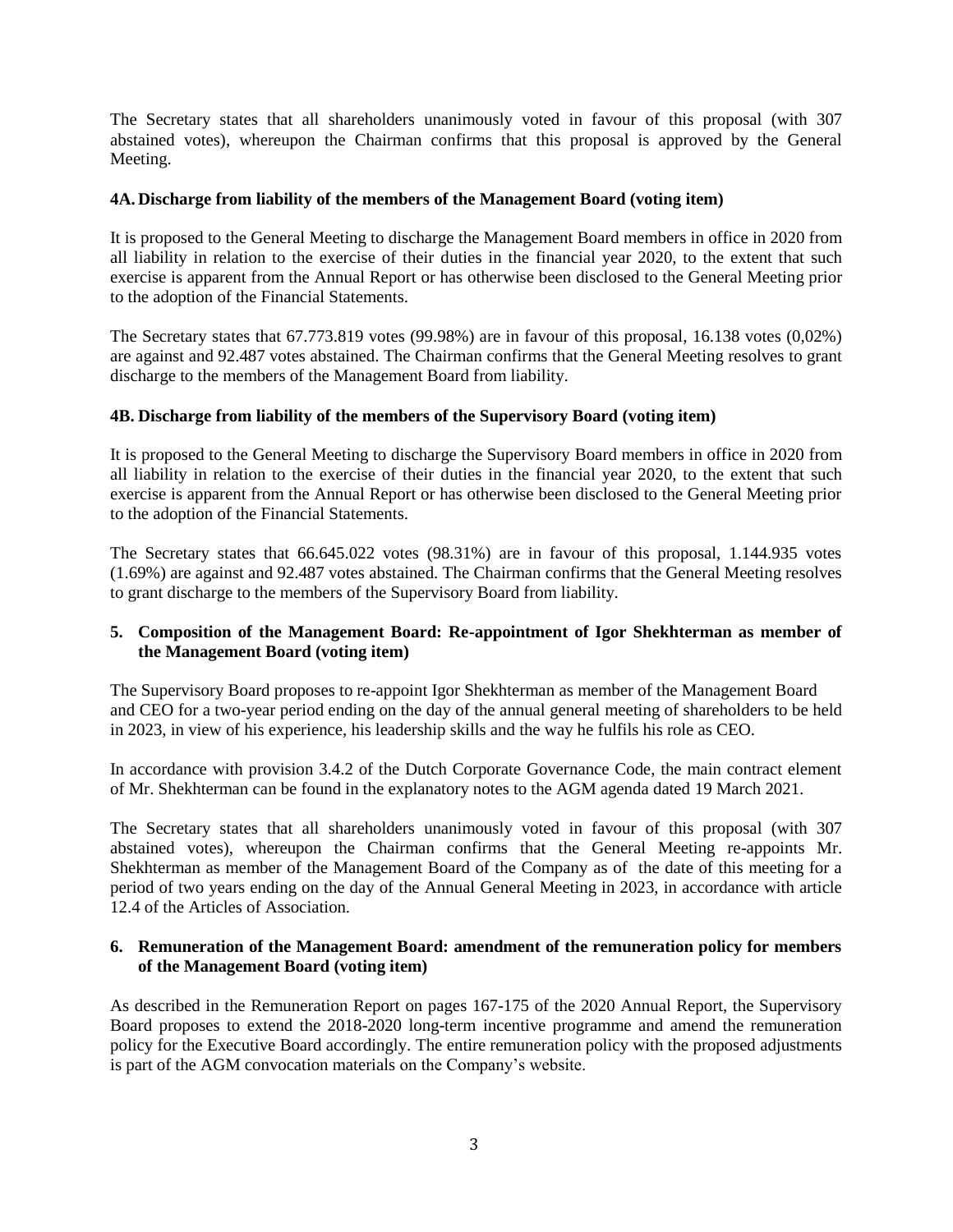The Secretary states that all shareholders unanimously voted in favour of this proposal (with 307 abstained votes), whereupon the Chairman confirms that this proposal is approved by the General Meeting.

**4A. Discharge from liability of the members of the Management Board (voting item)**

It is proposed to the General Meeting to discharge the Management Board members in office in 2020 from all liability in relation to the exercise of their duties in the financial year 2020, to the extent that such exercise is apparent from the Annual Report or has otherwise been disclosed to the General Meeting prior to the adoption of the Financial Statements.

The Secretary states that 67.773.819 votes (99.98%) are in favour of this proposal, 16.138 votes (0,02%) are against and 92.487 votes abstained. The Chairman confirms that the General Meeting resolves to grant discharge to the members of the Management Board from liability.

**4B. Discharge from liability of the members of the Supervisory Board (voting item)**

It is proposed to the General Meeting to discharge the Supervisory Board members in office in 2020 from all liability in relation to the exercise of their duties in the financial year 2020, to the extent that such exercise is apparent from the Annual Report or has otherwise been disclosed to the General Meeting prior to the adoption of the Financial Statements.

The Secretary states that 66.645.022 votes (98.31%) are in favour of this proposal, 1.144.935 votes (1.69%) are against and 92.487 votes abstained. The Chairman confirms that the General Meeting resolves to grant discharge to the members of the Supervisory Board from liability.

**5. Composition of the Management Board: Re-appointment of Igor Shekhterman as member of the Management Board (voting item)**

The Supervisory Board proposes to re-appoint Igor Shekhterman as member of the Management Board and CEO for a two-year period ending on the day of the annual general meeting of shareholders to be held in 2023, in view of his experience, his leadership skills and the way he fulfils his role as CEO.

In accordance with provision 3.4.2 of the Dutch Corporate Governance Code, the main contract element of Mr. Shekhterman can be found in the explanatory notes to the AGM agenda dated 19 March 2021.

The Secretary states that all shareholders unanimously voted in favour of this proposal (with 307 abstained votes), whereupon the Chairman confirms that the General Meeting re-appoints Mr. Shekhterman as member of the Management Board of the Company as of the date of this meeting for a period of two years ending on the day of the Annual General Meeting in 2023, in accordance with article 12.4 of the Articles of Association.

**6. Remuneration of the Management Board: amendment of the remuneration policy for members of the Management Board (voting item)**

As described in the Remuneration Report on pages 167-175 of the 2020 Annual Report, the Supervisory Board proposes to extend the 2018-2020 long-term incentive programme and amend the remuneration policy for the Executive Board accordingly. The entire remuneration policy with the proposed adjustments is part of the AGM convocation materials on the Company's website.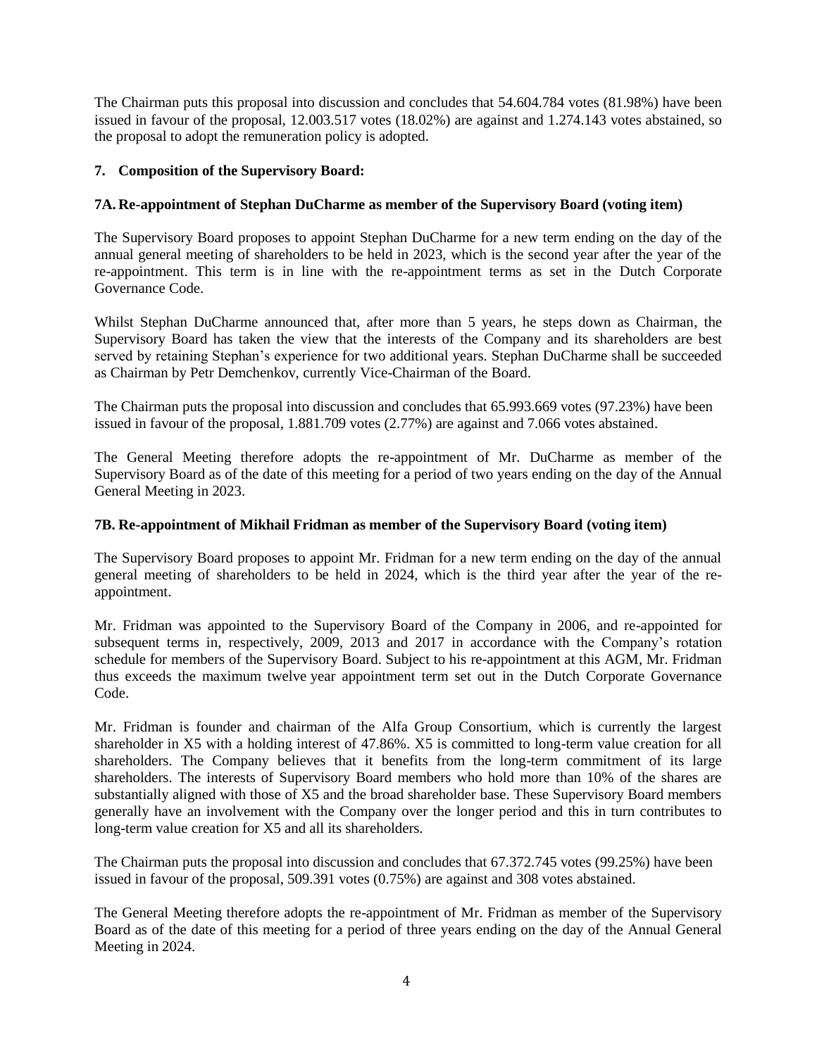The Chairman puts this proposal into discussion and concludes that 54.604.784 votes (81.98%) have been issued in favour of the proposal, 12.003.517 votes (18.02%) are against and 1.274.143 votes abstained, so the proposal to adopt the remuneration policy is adopted.

## 7. Composition of the Supervisory Board:

### 7A. Re-appointment of Stephan DuCharme as member of the Supervisory Board (voting item)

The Supervisory Board proposes to appoint Stephan DuCharme for a new term ending on the day of the annual general meeting of shareholders to be held in 2023, which is the second year after the year of the re-appointment. This term is in line with the re-appointment terms as set in the Dutch Corporate Governance Code.

Whilst Stephan DuCharme announced that, after more than 5 years, he steps down as Chairman, the Supervisory Board has taken the view that the interests of the Company and its shareholders are best served by retaining Stephan's experience for two additional years. Stephan DuCharme shall be succeeded as Chairman by Petr Demchenkov, currently Vice-Chairman of the Board.

The Chairman puts the proposal into discussion and concludes that 65.993.669 votes (97.23%) have been issued in favour of the proposal, 1.881.709 votes (2.77%) are against and 7.066 votes abstained.

The General Meeting therefore adopts the re-appointment of Mr. DuCharme as member of the Supervisory Board as of the date of this meeting for a period of two years ending on the day of the Annual General Meeting in 2023.

### 7B. Re-appointment of Mikhail Fridman as member of the Supervisory Board (voting item)

The Supervisory Board proposes to appoint Mr. Fridman for a new term ending on the day of the annual general meeting of shareholders to be held in 2024, which is the third year after the year of the re-appointment.

Mr. Fridman was appointed to the Supervisory Board of the Company in 2006, and re-appointed for subsequent terms in, respectively, 2009, 2013 and 2017 in accordance with the Company's rotation schedule for members of the Supervisory Board. Subject to his re-appointment at this AGM, Mr. Fridman thus exceeds the maximum twelve year appointment term set out in the Dutch Corporate Governance Code.

Mr. Fridman is founder and chairman of the Alfa Group Consortium, which is currently the largest shareholder in X5 with a holding interest of 47.86%. X5 is committed to long-term value creation for all shareholders. The Company believes that it benefits from the long-term commitment of its large shareholders. The interests of Supervisory Board members who hold more than 10% of the shares are substantially aligned with those of X5 and the broad shareholder base. These Supervisory Board members generally have an involvement with the Company over the longer period and this in turn contributes to long-term value creation for X5 and all its shareholders.

The Chairman puts the proposal into discussion and concludes that 67.372.745 votes (99.25%) have been issued in favour of the proposal, 509.391 votes (0.75%) are against and 308 votes abstained.

The General Meeting therefore adopts the re-appointment of Mr. Fridman as member of the Supervisory Board as of the date of this meeting for a period of three years ending on the day of the Annual General Meeting in 2024.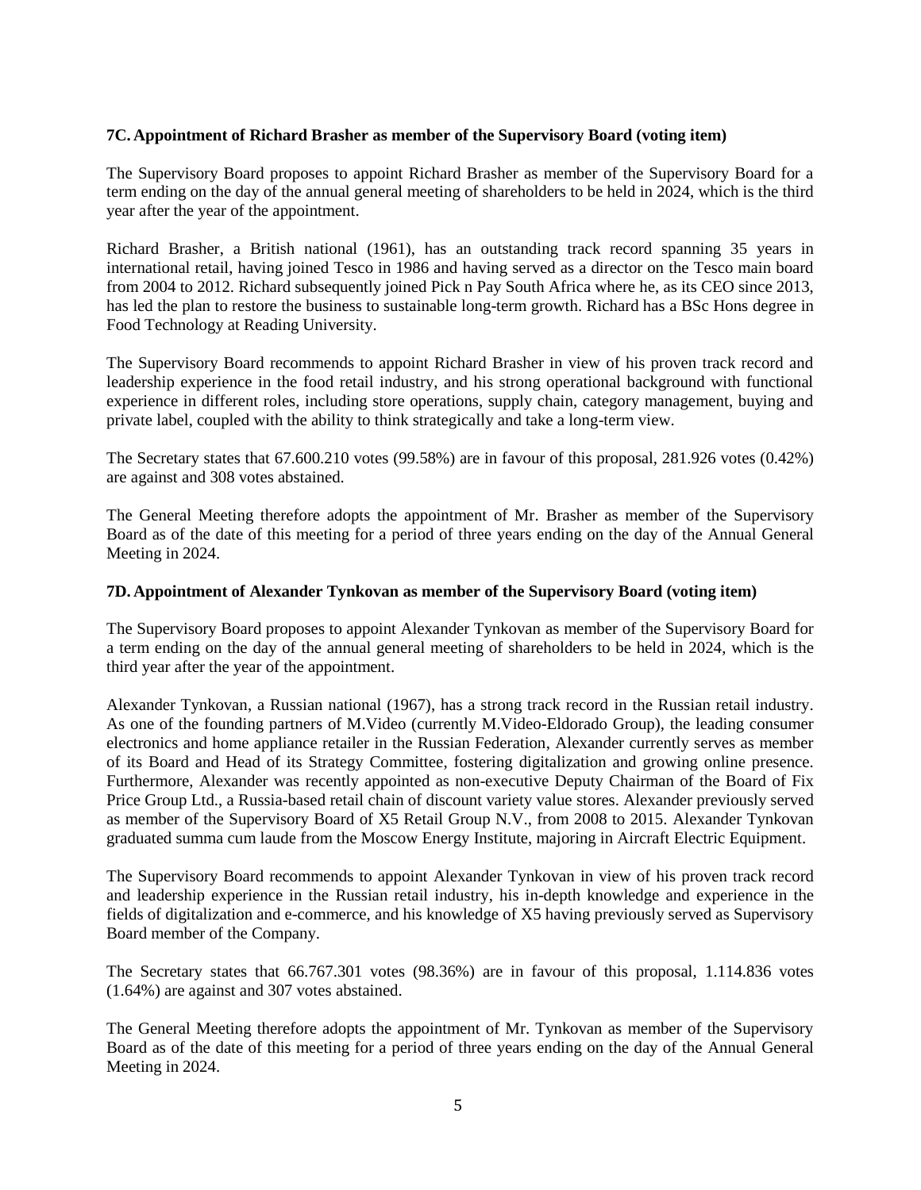### 7C. Appointment of Richard Brasher as member of the Supervisory Board (voting item)

The Supervisory Board proposes to appoint Richard Brasher as member of the Supervisory Board for a term ending on the day of the annual general meeting of shareholders to be held in 2024, which is the third year after the year of the appointment.

Richard Brasher, a British national (1961), has an outstanding track record spanning 35 years in international retail, having joined Tesco in 1986 and having served as a director on the Tesco main board from 2004 to 2012. Richard subsequently joined Pick n Pay South Africa where he, as its CEO since 2013, has led the plan to restore the business to sustainable long-term growth. Richard has a BSc Hons degree in Food Technology at Reading University.

The Supervisory Board recommends to appoint Richard Brasher in view of his proven track record and leadership experience in the food retail industry, and his strong operational background with functional experience in different roles, including store operations, supply chain, category management, buying and private label, coupled with the ability to think strategically and take a long-term view.

The Secretary states that 67.600.210 votes (99.58%) are in favour of this proposal, 281.926 votes (0.42%) are against and 308 votes abstained.

The General Meeting therefore adopts the appointment of Mr. Brasher as member of the Supervisory Board as of the date of this meeting for a period of three years ending on the day of the Annual General Meeting in 2024.

### 7D. Appointment of Alexander Tynkovan as member of the Supervisory Board (voting item)

The Supervisory Board proposes to appoint Alexander Tynkovan as member of the Supervisory Board for a term ending on the day of the annual general meeting of shareholders to be held in 2024, which is the third year after the year of the appointment.

Alexander Tynkovan, a Russian national (1967), has a strong track record in the Russian retail industry. As one of the founding partners of M.Video (currently M.Video-Eldorado Group), the leading consumer electronics and home appliance retailer in the Russian Federation, Alexander currently serves as member of its Board and Head of its Strategy Committee, fostering digitalization and growing online presence. Furthermore, Alexander was recently appointed as non-executive Deputy Chairman of the Board of Fix Price Group Ltd., a Russia-based retail chain of discount variety value stores. Alexander previously served as member of the Supervisory Board of X5 Retail Group N.V., from 2008 to 2015. Alexander Tynkovan graduated summa cum laude from the Moscow Energy Institute, majoring in Aircraft Electric Equipment.

The Supervisory Board recommends to appoint Alexander Tynkovan in view of his proven track record and leadership experience in the Russian retail industry, his in-depth knowledge and experience in the fields of digitalization and e-commerce, and his knowledge of X5 having previously served as Supervisory Board member of the Company.

The Secretary states that 66.767.301 votes (98.36%) are in favour of this proposal, 1.114.836 votes (1.64%) are against and 307 votes abstained.

The General Meeting therefore adopts the appointment of Mr. Tynkovan as member of the Supervisory Board as of the date of this meeting for a period of three years ending on the day of the Annual General Meeting in 2024.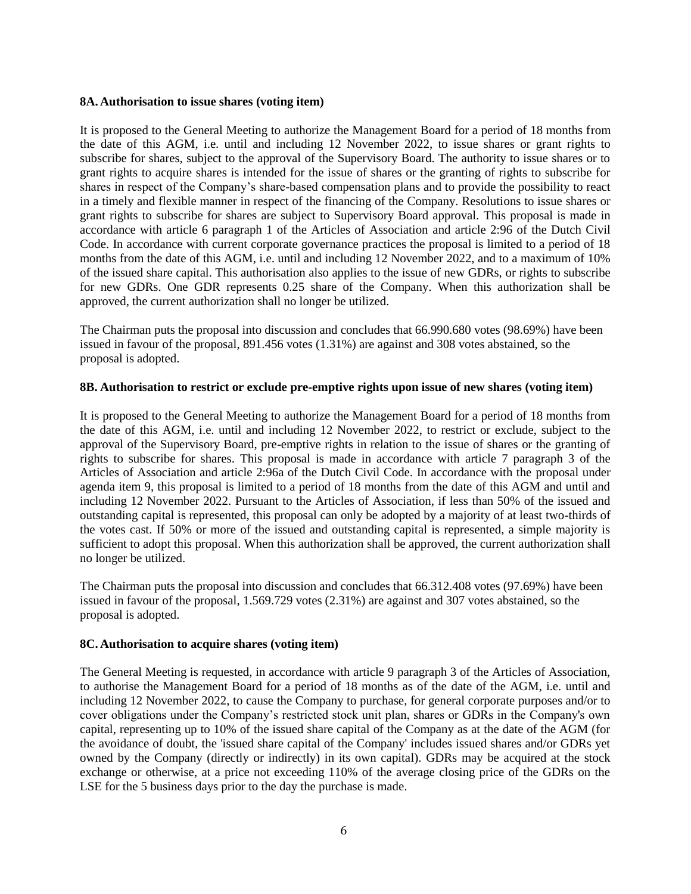### 8A. Authorisation to issue shares (voting item)

It is proposed to the General Meeting to authorize the Management Board for a period of 18 months from the date of this AGM, i.e. until and including 12 November 2022, to issue shares or grant rights to subscribe for shares, subject to the approval of the Supervisory Board. The authority to issue shares or to grant rights to acquire shares is intended for the issue of shares or the granting of rights to subscribe for shares in respect of the Company's share-based compensation plans and to provide the possibility to react in a timely and flexible manner in respect of the financing of the Company. Resolutions to issue shares or grant rights to subscribe for shares are subject to Supervisory Board approval. This proposal is made in accordance with article 6 paragraph 1 of the Articles of Association and article 2:96 of the Dutch Civil Code. In accordance with current corporate governance practices the proposal is limited to a period of 18 months from the date of this AGM, i.e. until and including 12 November 2022, and to a maximum of 10% of the issued share capital. This authorisation also applies to the issue of new GDRs, or rights to subscribe for new GDRs. One GDR represents 0.25 share of the Company. When this authorization shall be approved, the current authorization shall no longer be utilized.

The Chairman puts the proposal into discussion and concludes that 66.990.680 votes (98.69%) have been issued in favour of the proposal, 891.456 votes (1.31%) are against and 308 votes abstained, so the proposal is adopted.

### 8B. Authorisation to restrict or exclude pre-emptive rights upon issue of new shares (voting item)

It is proposed to the General Meeting to authorize the Management Board for a period of 18 months from the date of this AGM, i.e. until and including 12 November 2022, to restrict or exclude, subject to the approval of the Supervisory Board, pre-emptive rights in relation to the issue of shares or the granting of rights to subscribe for shares. This proposal is made in accordance with article 7 paragraph 3 of the Articles of Association and article 2:96a of the Dutch Civil Code. In accordance with the proposal under agenda item 9, this proposal is limited to a period of 18 months from the date of this AGM and until and including 12 November 2022. Pursuant to the Articles of Association, if less than 50% of the issued and outstanding capital is represented, this proposal can only be adopted by a majority of at least two-thirds of the votes cast. If 50% or more of the issued and outstanding capital is represented, a simple majority is sufficient to adopt this proposal. When this authorization shall be approved, the current authorization shall no longer be utilized.

The Chairman puts the proposal into discussion and concludes that 66.312.408 votes (97.69%) have been issued in favour of the proposal, 1.569.729 votes (2.31%) are against and 307 votes abstained, so the proposal is adopted.

### 8C. Authorisation to acquire shares (voting item)

The General Meeting is requested, in accordance with article 9 paragraph 3 of the Articles of Association, to authorise the Management Board for a period of 18 months as of the date of the AGM, i.e. until and including 12 November 2022, to cause the Company to purchase, for general corporate purposes and/or to cover obligations under the Company's restricted stock unit plan, shares or GDRs in the Company's own capital, representing up to 10% of the issued share capital of the Company as at the date of the AGM (for the avoidance of doubt, the 'issued share capital of the Company' includes issued shares and/or GDRs yet owned by the Company (directly or indirectly) in its own capital). GDRs may be acquired at the stock exchange or otherwise, at a price not exceeding 110% of the average closing price of the GDRs on the LSE for the 5 business days prior to the day the purchase is made.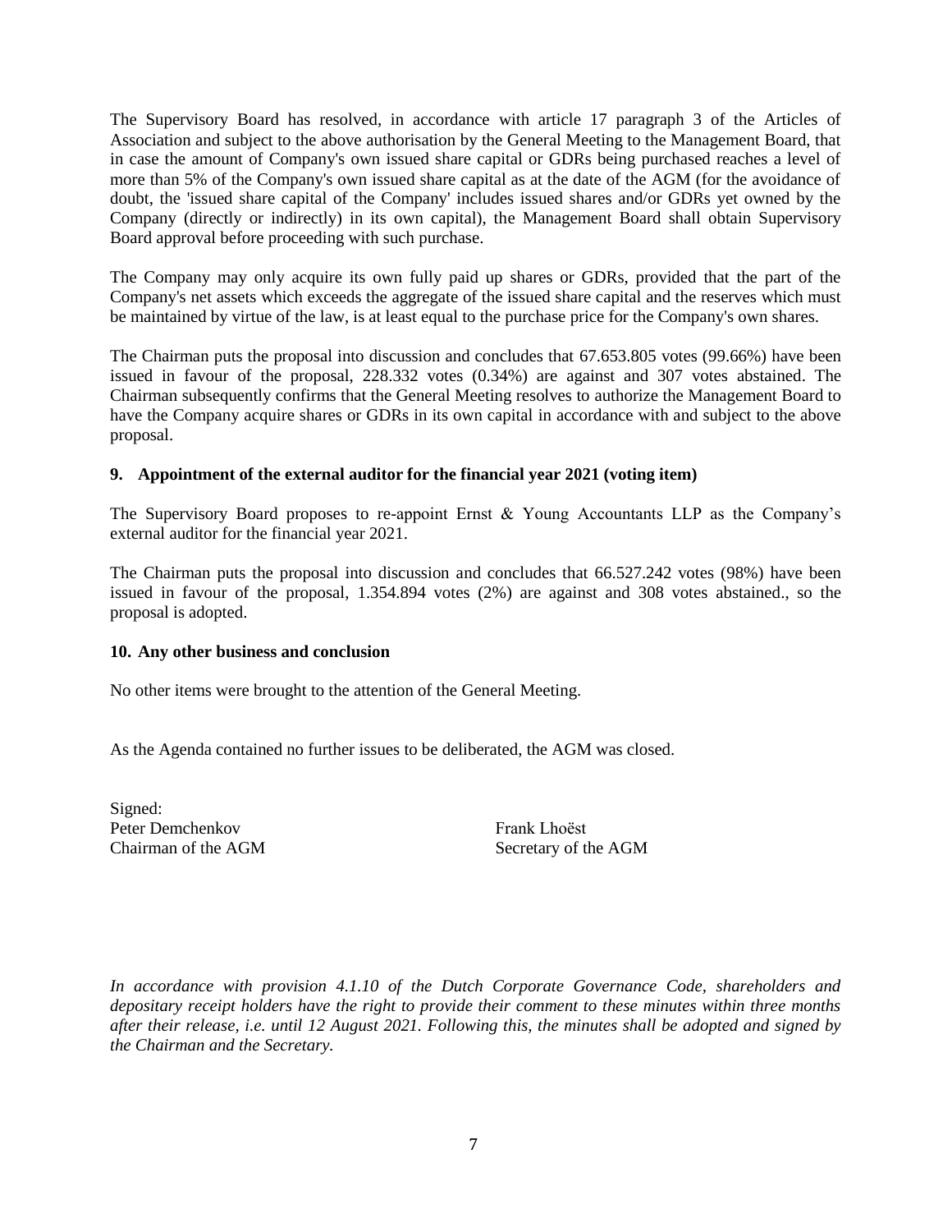The Supervisory Board has resolved, in accordance with article 17 paragraph 3 of the Articles of Association and subject to the above authorisation by the General Meeting to the Management Board, that in case the amount of Company's own issued share capital or GDRs being purchased reaches a level of more than 5% of the Company's own issued share capital as at the date of the AGM (for the avoidance of doubt, the 'issued share capital of the Company' includes issued shares and/or GDRs yet owned by the Company (directly or indirectly) in its own capital), the Management Board shall obtain Supervisory Board approval before proceeding with such purchase.

The Company may only acquire its own fully paid up shares or GDRs, provided that the part of the Company's net assets which exceeds the aggregate of the issued share capital and the reserves which must be maintained by virtue of the law, is at least equal to the purchase price for the Company's own shares.

The Chairman puts the proposal into discussion and concludes that 67.653.805 votes (99.66%) have been issued in favour of the proposal, 228.332 votes (0.34%) are against and 307 votes abstained. The Chairman subsequently confirms that the General Meeting resolves to authorize the Management Board to have the Company acquire shares or GDRs in its own capital in accordance with and subject to the above proposal.

**9. Appointment of the external auditor for the financial year 2021 (voting item)**

The Supervisory Board proposes to re-appoint Ernst & Young Accountants LLP as the Company's external auditor for the financial year 2021.

The Chairman puts the proposal into discussion and concludes that 66.527.242 votes (98%) have been issued in favour of the proposal, 1.354.894 votes (2%) are against and 308 votes abstained., so the proposal is adopted.

**10. Any other business and conclusion**

No other items were brought to the attention of the General Meeting.

As the Agenda contained no further issues to be deliberated, the AGM was closed.

Signed:
Peter Demchenkov
Chairman of the AGM

Frank Lhoëst
Secretary of the AGM

*In accordance with provision 4.1.10 of the Dutch Corporate Governance Code, shareholders and depositary receipt holders have the right to provide their comment to these minutes within three months after their release, i.e. until 12 August 2021. Following this, the minutes shall be adopted and signed by the Chairman and the Secretary.*